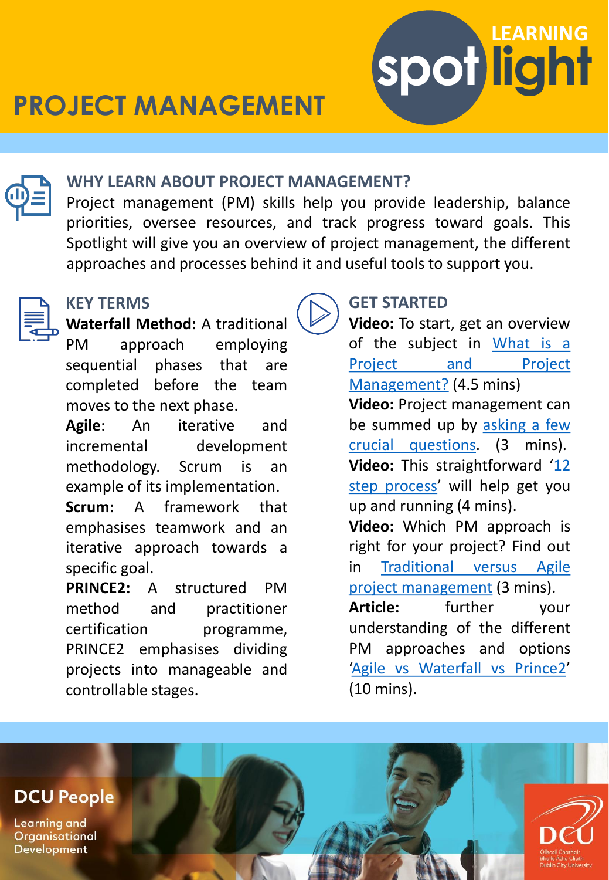# PROJECT MANAGEMENT

LEARNING spotlight

## WHY LEARN ABOUT PROJECT MANAGEMENT?

Project management (PM) skills help you provide leadership, balance priorities, oversee resources, and track progress toward goals. This Spotlight will give you an overview of project management, the different approaches and processes behind it and useful tools to support you.

## KEY TERMS

**Waterfall Method:** A traditional PM approach employing sequential phases that are completed before the team moves to the next phase.

**Agile**: An iterative and incremental development methodology. Scrum is an example of its implementation.

**Scrum:** A framework that emphasises teamwork and an iterative approach towards a specific goal.

**PRINCE2:** A structured PM method and practitioner certification programme, PRINCE2 emphasises dividing projects into manageable and controllable stages.

## GET STARTED

**Video:** To start, get an overview of the subject in What is a Project and Project Management? (4.5 mins)

**Video:** Project management can be summed up by asking a few crucial questions. (3 mins).

**Video:** This straightforward '12 step process' will help get you up and running (4 mins).

**Video:** Which PM approach is right for your project? Find out in Traditional versus Agile project management (3 mins).

**Article:** further your understanding of the different PM approaches and options 'Agile vs Waterfall vs Prince2' (10 mins).

DCU People

Learning and Organisational Development

DCU

Ollscoil Chathair Bhaile Átha Cliath
Dublin City University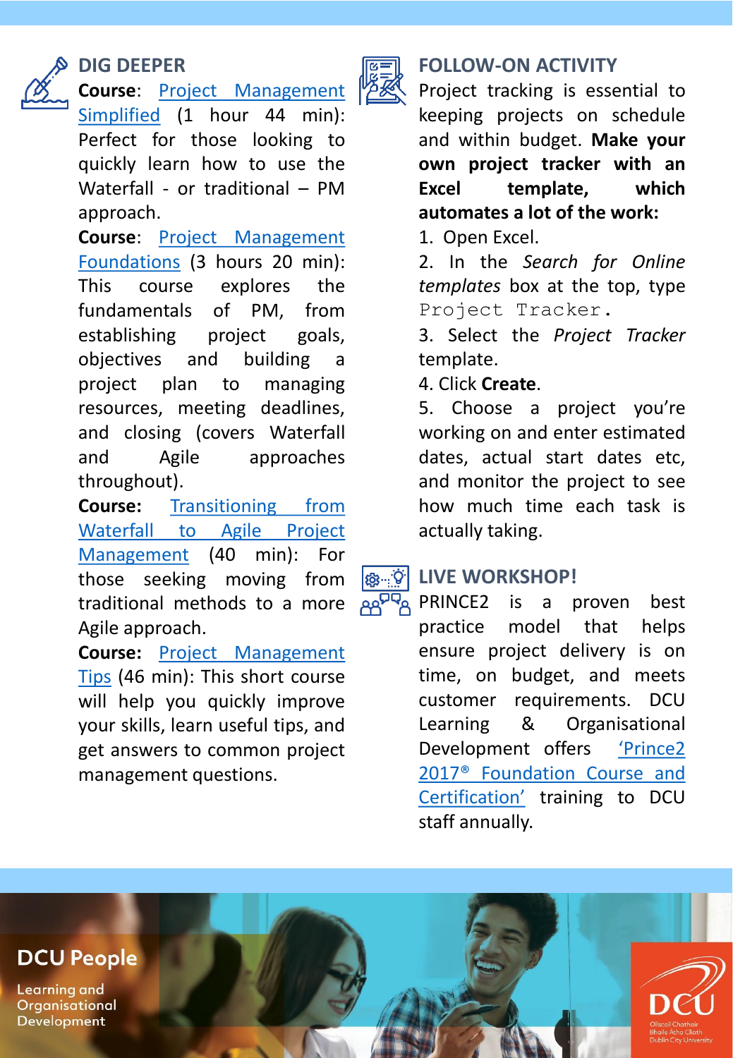## DIG DEEPER

**Course**: Project Management Simplified (1 hour 44 min): Perfect for those looking to quickly learn how to use the Waterfall - or traditional – PM approach.

**Course**: Project Management Foundations (3 hours 20 min): This course explores the fundamentals of PM, from establishing project goals, objectives and building a project plan to managing resources, meeting deadlines, and closing (covers Waterfall and Agile approaches throughout).

**Course:** Transitioning from Waterfall to Agile Project Management (40 min): For those seeking moving from traditional methods to a more Agile approach.

**Course:** Project Management Tips (46 min): This short course will help you quickly improve your skills, learn useful tips, and get answers to common project management questions.

## FOLLOW-ON ACTIVITY

Project tracking is essential to keeping projects on schedule and within budget. **Make your own project tracker with an Excel template, which automates a lot of the work:**

1. Open Excel.
2. In the *Search for Online templates* box at the top, type `Project Tracker`.
3. Select the *Project Tracker* template.
4. Click **Create**.
5. Choose a project you're working on and enter estimated dates, actual start dates etc, and monitor the project to see how much time each task is actually taking.

## LIVE WORKSHOP!

PRINCE2 is a proven best practice model that helps ensure project delivery is on time, on budget, and meets customer requirements. DCU Learning & Organisational Development offers 'Prince2 2017® Foundation Course and Certification' training to DCU staff annually.

DCU People

Learning and Organisational Development

DCU

Ollscoil Chathair Bhaile Átha Cliath
Dublin City University